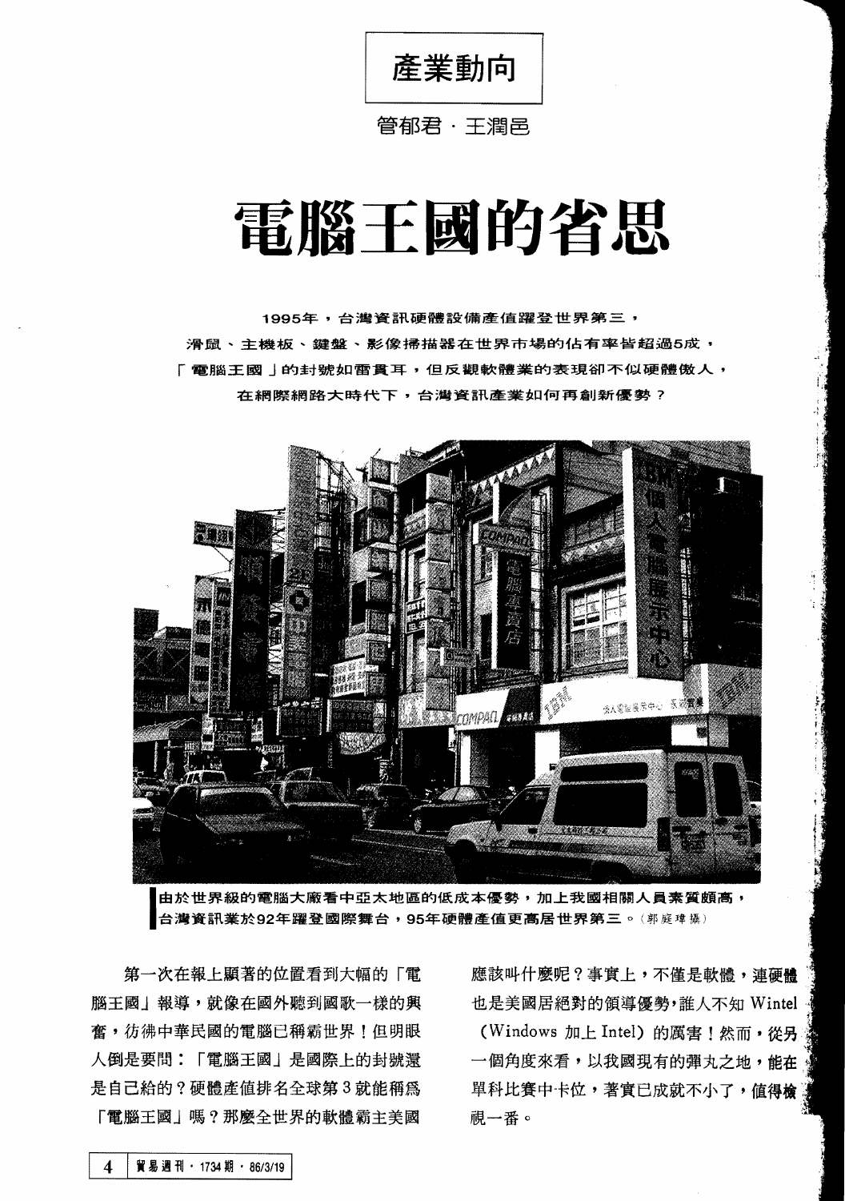產業動向

管郁君・王潤邑

# 電腦王國的省思

**1995年，台灣資訊硬體設備產值躍登世界第三，**
**滑鼠、主機板、鍵盤、影像掃描器在世界市場的佔有率皆超過5成，**
**「電腦王國」的封號如雷貫耳，但反觀軟體業的表現卻不似硬體傲人，**
**在網際網路大時代下，台灣資訊產業如何再創新優勢？**

由於世界級的電腦大廠看中亞太地區的低成本優勢，加上我國相關人員素質頗高，台灣資訊業於92年躍登國際舞台，95年硬體產值更高居世界第三。（郭庭瑋攝）

第一次在報上顯著的位置看到大幅的「電腦王國」報導，就像在國外聽到國歌一樣的興奮，彷彿中華民國的電腦已稱霸世界！但明眼人倒是要問：「電腦王國」是國際上的封號還是自己給的？硬體產值排名全球第3就能稱為「電腦王國」嗎？那麼全世界的軟體霸主美國應該叫什麼呢？事實上，不僅是軟體，連硬體也是美國居絕對的領導優勢，誰人不知 Wintel（Windows 加上 Intel）的厲害！然而，從另一個角度來看，以我國現有的彈丸之地，能在單科比賽中卡位，著實已成就不小了，值得檢視一番。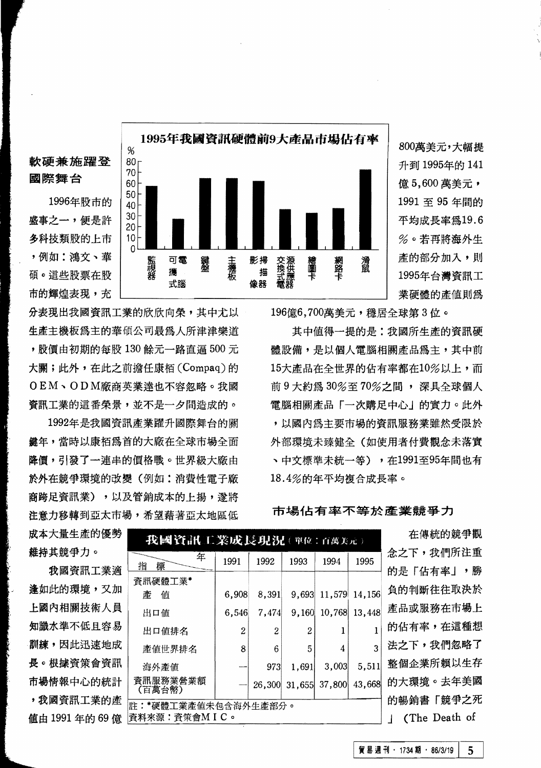## 軟硬兼施躍登國際舞台

1996年股市的盛事之一，便是許多科技類股的上市，例如：鴻文、華碩。這些股票在股市的輝煌表現，充分表現出我國資訊工業的欣欣向榮，其中尤以生產主機板為主的華碩公司最為人所津津樂道，股價由初期的每股 130 餘元一路直逼 500 元大關；此外，在此之前擔任康栢（Compaq）的ＯＥＭ、ＯＤＭ廠商英業達也不容忽略。我國資訊工業的這番榮景，並不是一夕間造成的。

1992年是我國資訊產業躍升國際舞台的關鍵年，當時以康栢為首的大廠在全球市場全面降價，引發了一連串的價格戰。世界級大廠由於外在競爭環境的改變（例如：消費性電子廠商跨足資訊業），以及管銷成本的上揚，遂將注意力移轉到亞太市場，希望藉著亞太地區低成本大量生產的優勢維持其競爭力。

我國資訊工業適逢如此的環境，又加上國內相關技術人員知識水準不低且容易訓練，因此迅速地成長。根據資策會資訊市場情報中心的統計，我國資訊工業的產值由 1991 年的 69 億800萬美元，大幅提升到 1995年的 141 億 5,600 萬美元，1991 至 95 年間的平均成長率為19.6％。若再將海外生產的部分加入，則 1995年台灣資訊工業硬體的產值則為196億6,700萬美元，穩居全球第 3 位。

**1995年我國資訊硬體前9大產品市場佔有率**

| 產品 | 監視器 | 可攜式電腦 | 鍵盤 | 主機板 | 影像掃描器 | 交換式電源供應器 | 繪圖卡 | 網路卡 | 滑鼠 |
|---|---|---|---|---|---|---|---|---|---|
| 市場佔有率（%，約） | 57 | 27 | 65 | 65 | 61 | 36 | 32 | 37 | 71 |

其中值得一提的是：我國所生產的資訊硬體設備，是以個人電腦相關產品為主，其中前15大產品在全世界的佔有率都在10％以上，而前 9 大約為 30％至 70％之間，深具全球個人電腦相關產品「一次購足中心」的實力。此外，以國內為主要市場的資訊服務業雖然受限於外部環境未臻健全（如使用者付費觀念未落實、中文標準未統一等），在1991至95年間也有18.4％的年平均複合成長率。

**我國資訊工業成長現況**（單位：百萬美元）

| 指標 ＼ 年 | 1991 | 1992 | 1993 | 1994 | 1995 |
|---|---|---|---|---|---|
| 資訊硬體工業* | | | | | |
| 產值 | 6,908 | 8,391 | 9,693 | 11,579 | 14,156 |
| 出口值 | 6,546 | 7,474 | 9,160 | 10,768 | 13,448 |
| 出口值排名 | 2 | 2 | 2 | 1 | 1 |
| 產值世界排名 | 8 | 6 | 5 | 4 | 3 |
| 海外產值 | — | 973 | 1,691 | 3,003 | 5,511 |
| 資訊服務業營業額（百萬台幣） | — | 26,300 | 31,655 | 37,800 | 43,668 |

註：*硬體工業產值未包含海外生產部分。
資料來源：資策會ＭＩＣ。

## 市場佔有率不等於產業競爭力

在傳統的競爭觀念之下，我們所注重的是「佔有率」，勝負的判斷往往取決於產品或服務在市場上的佔有率，在這種想法之下，我們忽略了整個企業所賴以生存的大環境。去年美國的暢銷書「競爭之死」（The Death of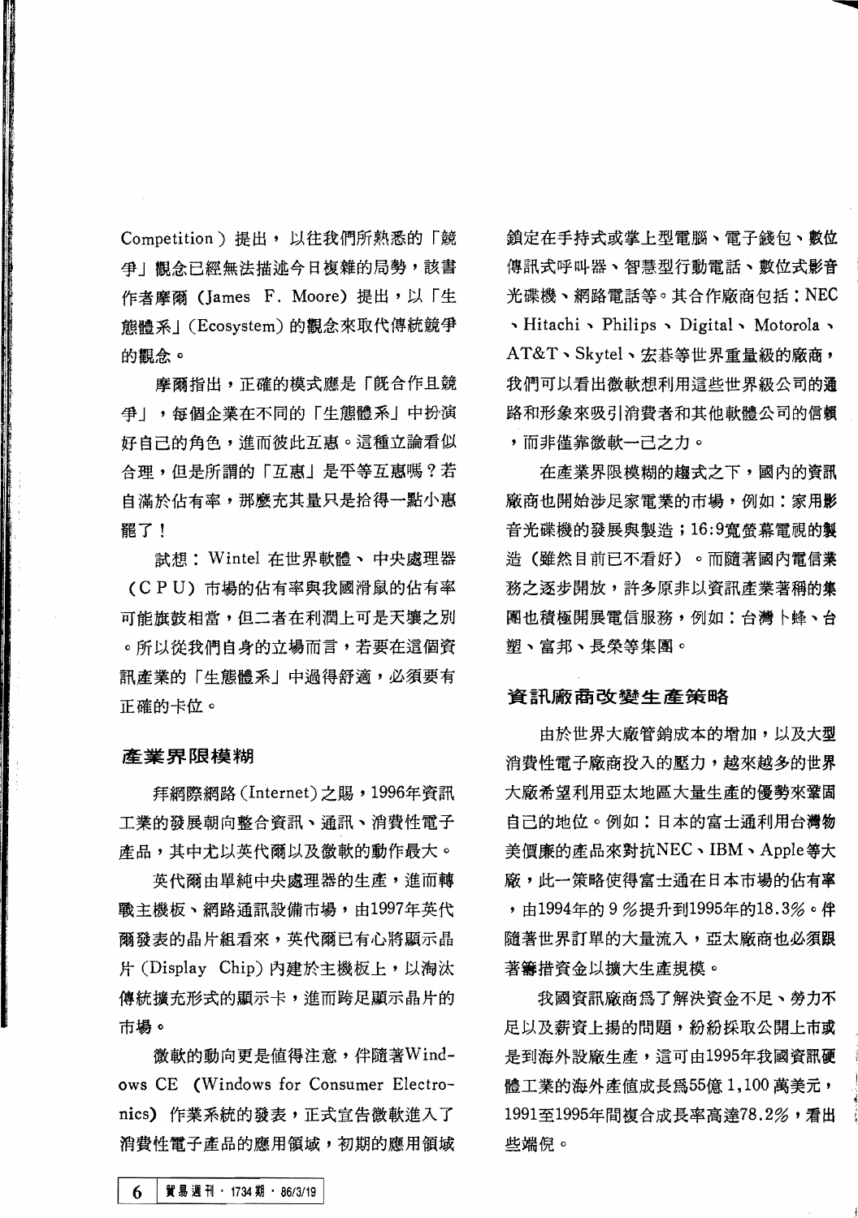Competition）提出，以往我們所熟悉的「競爭」觀念已經無法描述今日複雜的局勢，該書作者摩爾（James F. Moore）提出，以「生態體系」(Ecosystem) 的觀念來取代傳統競爭的觀念。

摩爾指出，正確的模式應是「既合作且競爭」，每個企業在不同的「生態體系」中扮演好自己的角色，進而彼此互惠。這種立論看似合理，但是所謂的「互惠」是平等互惠嗎？若自滿於佔有率，那麼充其量只是拾得一點小惠罷了！

試想：Wintel 在世界軟體、中央處理器（CPU）市場的佔有率與我國滑鼠的佔有率可能旗鼓相當，但二者在利潤上可是天壤之別。所以從我們自身的立場而言，若要在這個資訊產業的「生態體系」中過得舒適，必須要有正確的卡位。

## 產業界限模糊

拜網際網路（Internet）之賜，1996年資訊工業的發展朝向整合資訊、通訊、消費性電子產品，其中尤以英代爾以及微軟的動作最大。

英代爾由單純中央處理器的生產，進而轉戰主機板、網路通訊設備市場，由1997年英代爾發表的晶片組看來，英代爾已有心將顯示晶片（Display Chip）內建於主機板上，以淘汰傳統擴充形式的顯示卡，進而跨足顯示晶片的市場。

微軟的動向更是值得注意，伴隨著Windows CE（Windows for Consumer Electronics）作業系統的發表，正式宣告微軟進入了消費性電子產品的應用領域，初期的應用領域鎖定在手持式或掌上型電腦、電子錢包、數位傳訊式呼叫器、智慧型行動電話、數位式影音光碟機、網路電話等。其合作廠商包括：NEC、Hitachi、Philips、Digital、Motorola、AT&T、Skytel、宏碁等世界重量級的廠商，我們可以看出微軟想利用這些世界級公司的通路和形象來吸引消費者和其他軟體公司的信賴，而非僅靠微軟一己之力。

在產業界限模糊的趨式之下，國內的資訊廠商也開始涉足家電業的市場，例如：家用影音光碟機的發展與製造；16:9寬螢幕電視的製造（雖然目前已不看好）。而隨著國內電信業務之逐步開放，許多原非以資訊產業著稱的集團也積極開展電信服務，例如：台灣卜蜂、台塑、富邦、長榮等集團。

## 資訊廠商改變生產策略

由於世界大廠管銷成本的增加，以及大型消費性電子廠商投入的壓力，越來越多的世界大廠希望利用亞太地區大量生產的優勢來鞏固自己的地位。例如：日本的富士通利用台灣物美價廉的產品來對抗NEC、IBM、Apple等大廠，此一策略使得富士通在日本市場的佔有率，由1994年的9％提升到1995年的18.3％。伴隨著世界訂單的大量流入，亞太廠商也必須跟著籌措資金以擴大生產規模。

我國資訊廠商為了解決資金不足、勞力不足以及薪資上揚的問題，紛紛採取公開上市或是到海外設廠生產，這可由1995年我國資訊硬體工業的海外產值成長為55億1,100萬美元，1991至1995年間複合成長率高達78.2％，看出些端倪。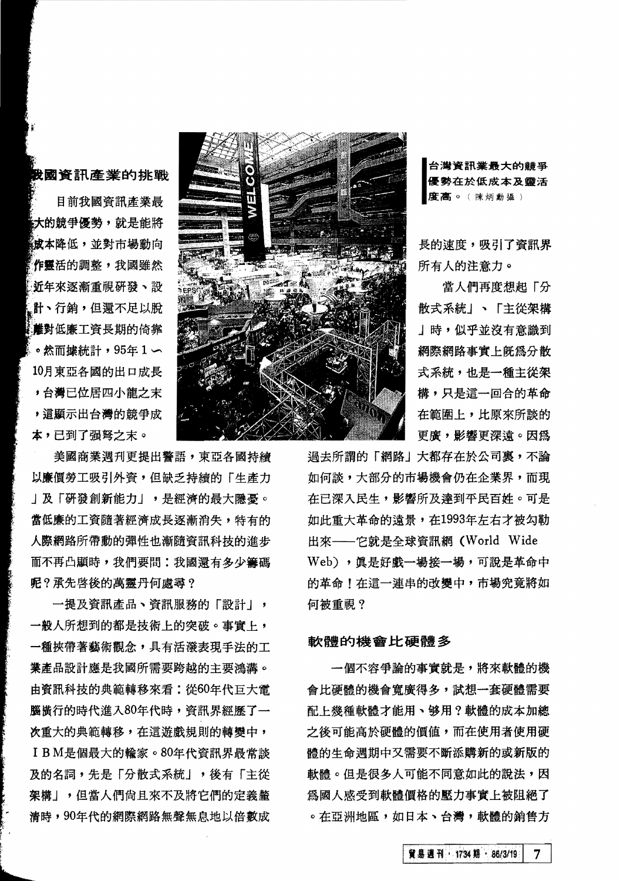## 我國資訊產業的挑戰

目前我國資訊產業最大的競爭優勢，就是能將成本降低，並對市場動向作靈活的調整，我國雖然近年來逐漸重視研發、設計、行銷，但還不足以脫離對低廉工資長期的倚靠。然而據統計，95年1～10月東亞各國的出口成長，台灣已位居四小龍之末，這顯示出台灣的競爭成本，已到了强弩之末。

美國商業週刊更提出警語，東亞各國持續以廉價勞工吸引外資，但缺乏持續的「生產力」及「研發創新能力」，是經濟的最大隱憂。當低廉的工資隨著經濟成長逐漸消失，特有的人際網路所帶動的彈性也漸隨資訊科技的進步而不再凸顯時，我們要問：我國還有多少籌碼呢？承先啓後的萬靈丹何處尋？

一提及資訊產品、資訊服務的「設計」，一般人所想到的都是技術上的突破。事實上，一種挾帶著藝術觀念，具有活潑表現手法的工業產品設計應是我國所需要跨越的主要鴻溝。由資訊科技的典範轉移來看：從60年代巨大電腦橫行的時代進入80年代時，資訊界經歷了一次重大的典範轉移，在這遊戲規則的轉變中，IBM是個最大的輸家。80年代資訊界最常談及的名詞，先是「分散式系統」，後有「主從架構」，但當人們尚且來不及將它們的定義釐清時，90年代的網際網路無聲無息地以倍數成長的速度，吸引了資訊界所有人的注意力。

台灣資訊業最大的競爭優勢在於低成本及靈活度高。（陳炳勳攝）

當人們再度想起「分散式系統」、「主從架構」時，似乎並沒有意識到網際網路事實上既為分散式系統，也是一種主從架構，只是這一回合的革命在範圍上，比原來所談的更廣，影響更深遠。因爲過去所謂的「網路」大都存在於公司裏，不論如何談，大部分的市場機會仍在企業界，而現在已深入民生，影響所及達到平民百姓。可是如此重大革命的遠景，在1993年左右才被勾勒出來——它就是全球資訊網（World Wide Web），眞是好戲一場接一場，可說是革命中的革命！在這一連串的改變中，市場究竟將如何被重視？

## 軟體的機會比硬體多

一個不容爭論的事實就是，將來軟體的機會比硬體的機會寬廣得多，試想一套硬體需要配上幾種軟體才能用、够用？軟體的成本加總之後可能高於硬體的價值，而在使用者使用硬體的生命週期中又需要不斷添購新的或新版的軟體。但是很多人可能不同意如此的說法，因爲國人感受到軟體價格的壓力事實上被阻絕了。在亞洲地區，如日本、台灣，軟體的銷售方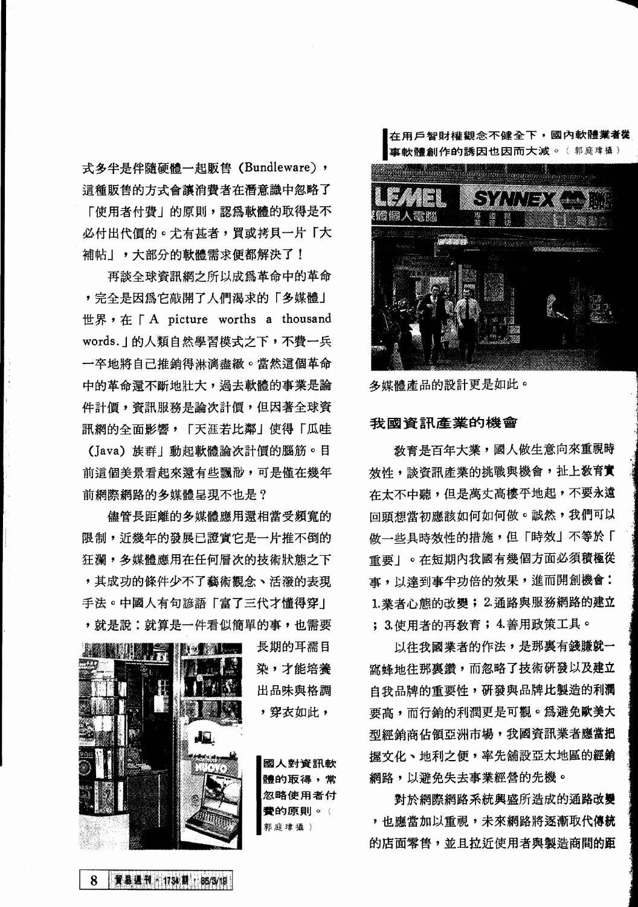式多半是伴隨硬體一起販售 (Bundleware)，這種販售的方式會讓消費者在潛意識中忽略了「使用者付費」的原則，認為軟體的取得是不必付出代價的。尤有甚者，買或拷貝一片「大補帖」，大部分的軟體需求便都解決了！

再談全球資訊網之所以成為革命中的革命，完全是因為它敲開了人們渴求的「多媒體」世界，在「A picture worths a thousand words.」的人類自然學習模式之下，不費一兵一卒地將自己推銷得淋漓盡緻。當然這個革命中的革命還不斷地壯大，過去軟體的事業是論件計價，資訊服務是論次計價，但因著全球資訊網的全面影響，「天涯若比鄰」使得「瓜哇 (Java) 族群」動起軟體論次計價的腦筋。目前這個美景看起來還有些飄渺，可是僅在幾年前網際網路的多媒體呈現不也是？

儘管長距離的多媒體應用還相當受頻寬的限制，近幾年的發展已證實它是一片推不倒的狂瀾，多媒體應用在任何層次的技術狀態之下，其成功的條件少不了藝術觀念、活潑的表現手法。中國人有句諺語「富了三代才懂得穿」，就是說：就算是一件看似簡單的事，也需要長期的耳濡目染，才能培養出品味與格調，穿衣如此，多媒體產品的設計更是如此。

國人對資訊軟體的取得，常忽略使用者付費的原則。（郭庭瑋攝）

在用戶智財權觀念不健全下，國內軟體業者從事軟體創作的誘因也因而大減。（郭庭瑋攝）

## 我國資訊產業的機會

教育是百年大業，國人做生意向來重視時效性，談資訊產業的挑戰與機會，扯上教育實在太不中聽，但是萬丈高樓平地起，不要永遠回頭想當初應該如何如何做。誠然，我們可以做一些具時效性的措施，但「時效」不等於「重要」。在短期內我國有幾個方面必須積極從事，以達到事半功倍的效果，進而開創機會：1.業者心態的改變；2.通路與服務網路的建立；3.使用者的再教育；4.善用政策工具。

以往我國業者的作法，是那裏有錢賺就一窩蜂地往那裏鑽，而忽略了技術研發以及建立自我品牌的重要性，研發與品牌比製造的利潤要高，而行銷的利潤更是可觀。為避免歐美大型經銷商佔領亞洲市場，我國資訊業者應當把握文化、地利之便，率先舖設亞太地區的經銷網路，以避免失去事業經營的先機。

對於網際網路系統興盛所造成的通路改變，也應當加以重視，未來網路將逐漸取代傳統的店面零售，並且拉近使用者與製造商間的距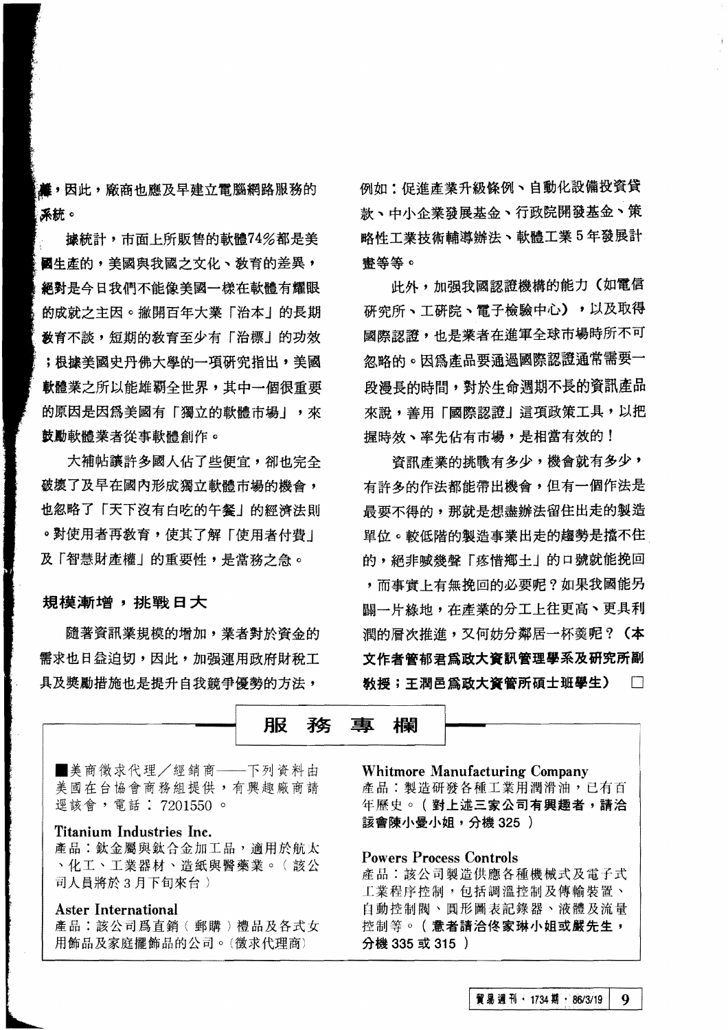籌，因此，廠商也應及早建立電腦網路服務的系統。

據統計，市面上所販售的軟體74%都是美國生產的，美國與我國之文化、教育的差異，絕對是今日我們不能像美國一樣在軟體有耀眼的成就之主因。撇開百年大業「治本」的長期教育不談，短期的教育至少有「治標」的功效；根據美國史丹佛大學的一項研究指出，美國軟體業之所以能雄霸全世界，其中一個很重要的原因是因為美國有「獨立的軟體市場」，來鼓勵軟體業者從事軟體創作。

大補帖讓許多國人佔了些便宜，卻也完全破壞了及早在國內形成獨立軟體市場的機會，也忽略了「天下沒有白吃的午餐」的經濟法則。對使用者再教育，使其了解「使用者付費」及「智慧財產權」的重要性，是當務之急。

## 規模漸增，挑戰日大

隨著資訊業規模的增加，業者對於資金的需求也日益迫切，因此，加強運用政府財稅工具及獎勵措施也是提升自我競爭優勢的方法，例如：促進產業升級條例、自動化設備投資貸款、中小企業發展基金、行政院開發基金、策略性工業技術輔導辦法、軟體工業5年發展計畫等等。

此外，加強我國認證機構的能力（如電信研究所、工研院、電子檢驗中心），以及取得國際認證，也是業者在進軍全球市場時所不可忽略的。因為產品要通過國際認證通常需要一段漫長的時間，對於生命週期不長的資訊產品來說，善用「國際認證」這項政策工具，以把握時效、率先佔有市場，是相當有效的！

資訊產業的挑戰有多少，機會就有多少，有許多的作法都能帶出機會，但有一個作法是最要不得的，那就是想盡辦法留住出走的製造單位。較低階的製造事業出走的趨勢是擋不住的，絕非喊幾聲「疼惜鄉土」的口號就能挽回，而事實上有無挽回的必要呢？如果我國能另闢一片綠地，在產業的分工上往更高、更具利潤的層次推進，又何妨分鄰居一杯羹呢？**（本文作者管郁君為政大資訊管理學系及研究所副教授；王潤邑為政大資管所碩士班學生）** □

## 服務專欄

■美商徵求代理／經銷商——下列資料由美國在台協會商務組提供，有興趣廠商請逕洽該會，電話：7201550。

**Titanium Industries Inc.**
產品：鈦金屬與鈦合金加工品，適用於航太、化工、工業器材、造紙與醫藥業。（該公司人員將於3月下旬來台）

**Aster International**
產品：該公司為直銷（郵購）禮品及各式女用飾品及家庭擺飾品的公司。（徵求代理商）

**Whitmore Manufacturing Company**
產品：製造研發各種工業用潤滑油，已有百年歷史。（**對上述三家公司有興趣者，請洽該會陳小曼小姐，分機 325**）

**Powers Process Controls**
產品：該公司製造供應各種機械式及電子式工業程序控制，包括調溫控制及傳輸裝置、自動控制閥、圓形圖表記錄器、液體及流量控制等。（**意者請洽佟家琳小姐或嚴先生，分機 335 或 315**）